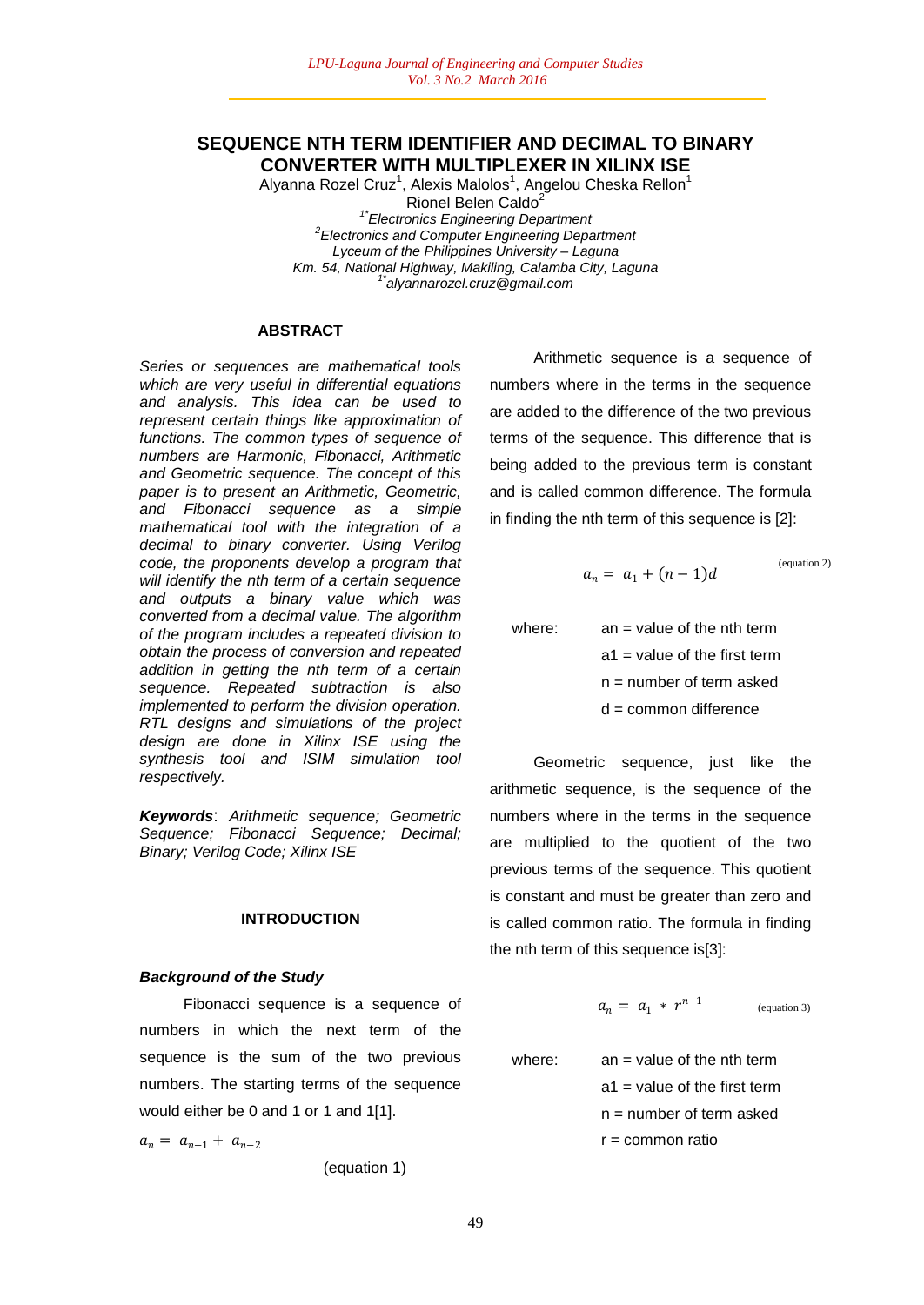# SEQUENCE NTH TERM IDENTIFIER AND DECIMAL TO BINARY CONVERTER WITH MULTIPLEXER IN XILINX ISE

Alyanna Rozel Cruz[1], Alexis Malolos[1], Angelou Cheska Rellon[1]
Rionel Belen Caldo[2]

*[1*]Electronics Engineering Department*
*[2]Electronics and Computer Engineering Department*
*Lyceum of the Philippines University – Laguna*
*Km. 54, National Highway, Makiling, Calamba City, Laguna*
*[1*]alyannarozel.cruz@gmail.com*

## ABSTRACT

*Series or sequences are mathematical tools which are very useful in differential equations and analysis. This idea can be used to represent certain things like approximation of functions. The common types of sequence of numbers are Harmonic, Fibonacci, Arithmetic and Geometric sequence. The concept of this paper is to present an Arithmetic, Geometric, and Fibonacci sequence as a simple mathematical tool with the integration of a decimal to binary converter. Using Verilog code, the proponents develop a program that will identify the nth term of a certain sequence and outputs a binary value which was converted from a decimal value. The algorithm of the program includes a repeated division to obtain the process of conversion and repeated addition in getting the nth term of a certain sequence. Repeated subtraction is also implemented to perform the division operation. RTL designs and simulations of the project design are done in Xilinx ISE using the synthesis tool and ISIM simulation tool respectively.*

***Keywords***: *Arithmetic sequence; Geometric Sequence; Fibonacci Sequence; Decimal; Binary; Verilog Code; Xilinx ISE*

## INTRODUCTION

### *Background of the Study*

Fibonacci sequence is a sequence of numbers in which the next term of the sequence is the sum of the two previous numbers. The starting terms of the sequence would either be 0 and 1 or 1 and 1[1].

$$a_n = a_{n-1} + a_{n-2} \quad \text{(equation 1)}$$

Arithmetic sequence is a sequence of numbers where in the terms in the sequence are added to the difference of the two previous terms of the sequence. This difference that is being added to the previous term is constant and is called common difference. The formula in finding the nth term of this sequence is [2]:

$$a_n = a_1 + (n-1)d \quad \text{(equation 2)}$$

where:
- an = value of the nth term
- a1 = value of the first term
- n = number of term asked
- d = common difference

Geometric sequence, just like the arithmetic sequence, is the sequence of the numbers where in the terms in the sequence are multiplied to the quotient of the two previous terms of the sequence. This quotient is constant and must be greater than zero and is called common ratio. The formula in finding the nth term of this sequence is[3]:

$$a_n = a_1 * r^{n-1} \quad \text{(equation 3)}$$

where:
- an = value of the nth term
- a1 = value of the first term
- n = number of term asked
- r = common ratio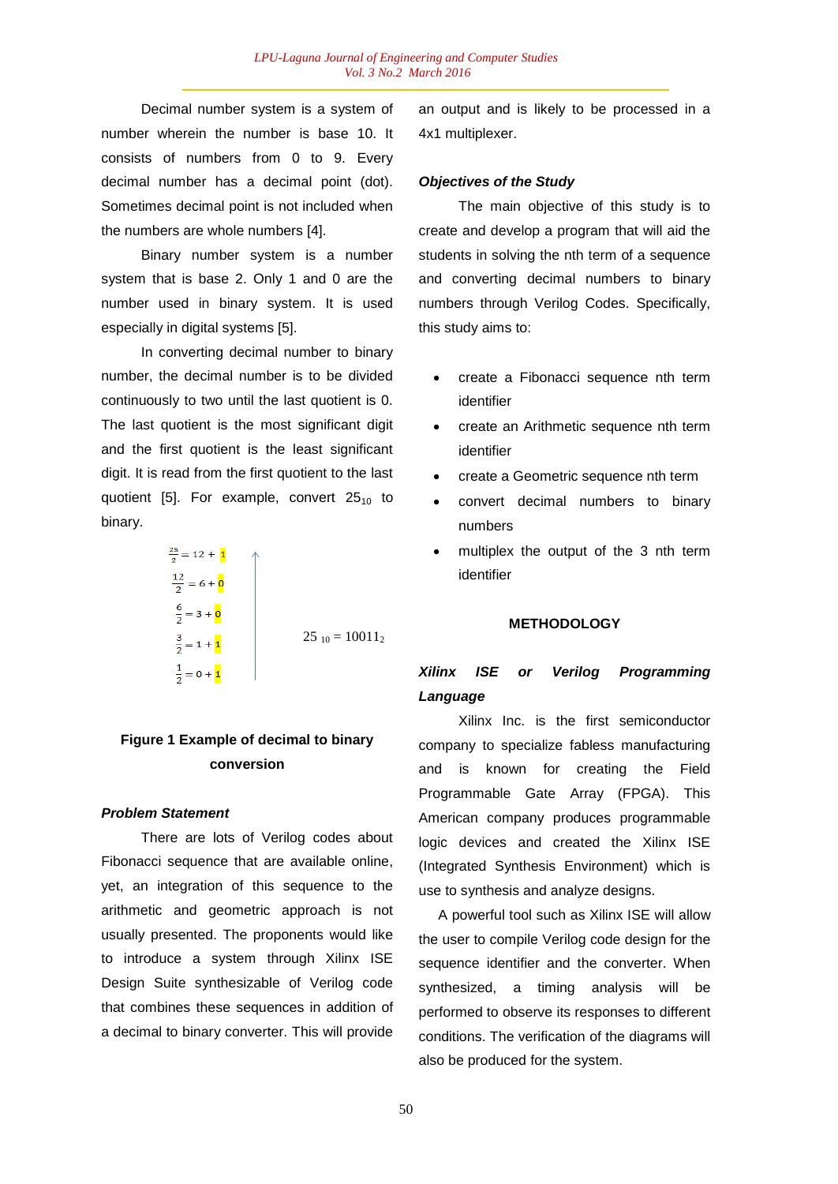Decimal number system is a system of number wherein the number is base 10. It consists of numbers from 0 to 9. Every decimal number has a decimal point (dot). Sometimes decimal point is not included when the numbers are whole numbers [4].

Binary number system is a number system that is base 2. Only 1 and 0 are the number used in binary system. It is used especially in digital systems [5].

In converting decimal number to binary number, the decimal number is to be divided continuously to two until the last quotient is 0. The last quotient is the most significant digit and the first quotient is the least significant digit. It is read from the first quotient to the last quotient [5]. For example, convert $25_{10}$ to binary.

$$\frac{25}{2} = 12 + 1$$
$$\frac{12}{2} = 6 + 0$$
$$\frac{6}{2} = 3 + 0$$
$$\frac{3}{2} = 1 + 1$$
$$\frac{1}{2} = 0 + 1$$

$$25_{10} = 10011_2$$

**Figure 1 Example of decimal to binary conversion**

### *Problem Statement*

There are lots of Verilog codes about Fibonacci sequence that are available online, yet, an integration of this sequence to the arithmetic and geometric approach is not usually presented. The proponents would like to introduce a system through Xilinx ISE Design Suite synthesizable of Verilog code that combines these sequences in addition of a decimal to binary converter. This will provide an output and is likely to be processed in a 4x1 multiplexer.

### *Objectives of the Study*

The main objective of this study is to create and develop a program that will aid the students in solving the nth term of a sequence and converting decimal numbers to binary numbers through Verilog Codes. Specifically, this study aims to:

- create a Fibonacci sequence nth term identifier
- create an Arithmetic sequence nth term identifier
- create a Geometric sequence nth term
- convert decimal numbers to binary numbers
- multiplex the output of the 3 nth term identifier

## METHODOLOGY

### *Xilinx ISE or Verilog Programming Language*

Xilinx Inc. is the first semiconductor company to specialize fabless manufacturing and is known for creating the Field Programmable Gate Array (FPGA). This American company produces programmable logic devices and created the Xilinx ISE (Integrated Synthesis Environment) which is use to synthesis and analyze designs.

A powerful tool such as Xilinx ISE will allow the user to compile Verilog code design for the sequence identifier and the converter. When synthesized, a timing analysis will be performed to observe its responses to different conditions. The verification of the diagrams will also be produced for the system.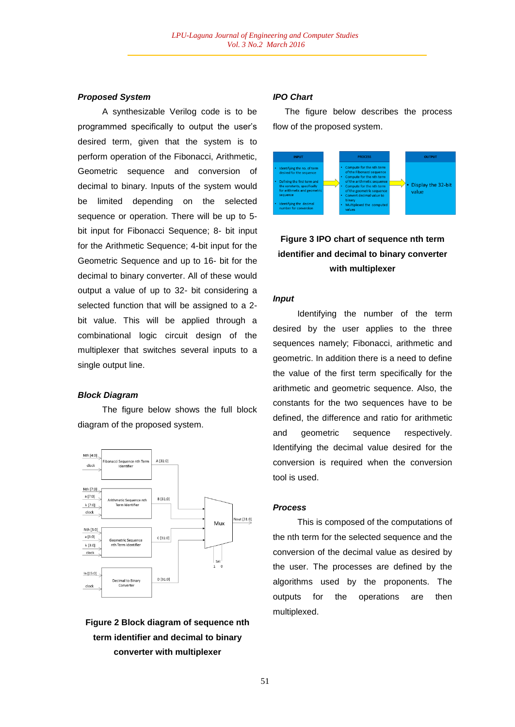### *Proposed System*

A synthesizable Verilog code is to be programmed specifically to output the user's desired term, given that the system is to perform operation of the Fibonacci, Arithmetic, Geometric sequence and conversion of decimal to binary. Inputs of the system would be limited depending on the selected sequence or operation. There will be up to 5-bit input for Fibonacci Sequence; 8- bit input for the Arithmetic Sequence; 4-bit input for the Geometric Sequence and up to 16- bit for the decimal to binary converter. All of these would output a value of up to 32- bit considering a selected function that will be assigned to a 2-bit value. This will be applied through a combinational logic circuit design of the multiplexer that switches several inputs to a single output line.

### *Block Diagram*

The figure below shows the full block diagram of the proposed system.

**Figure 2 Block diagram of sequence nth term identifier and decimal to binary converter with multiplexer**

### *IPO Chart*

The figure below describes the process flow of the proposed system.

**Figure 3 IPO chart of sequence nth term identifier and decimal to binary converter with multiplexer**

### *Input*

Identifying the number of the term desired by the user applies to the three sequences namely; Fibonacci, arithmetic and geometric. In addition there is a need to define the value of the first term specifically for the arithmetic and geometric sequence. Also, the constants for the two sequences have to be defined, the difference and ratio for arithmetic and geometric sequence respectively. Identifying the decimal value desired for the conversion is required when the conversion tool is used.

### *Process*

This is composed of the computations of the nth term for the selected sequence and the conversion of the decimal value as desired by the user. The processes are defined by the algorithms used by the proponents. The outputs for the operations are then multiplexed.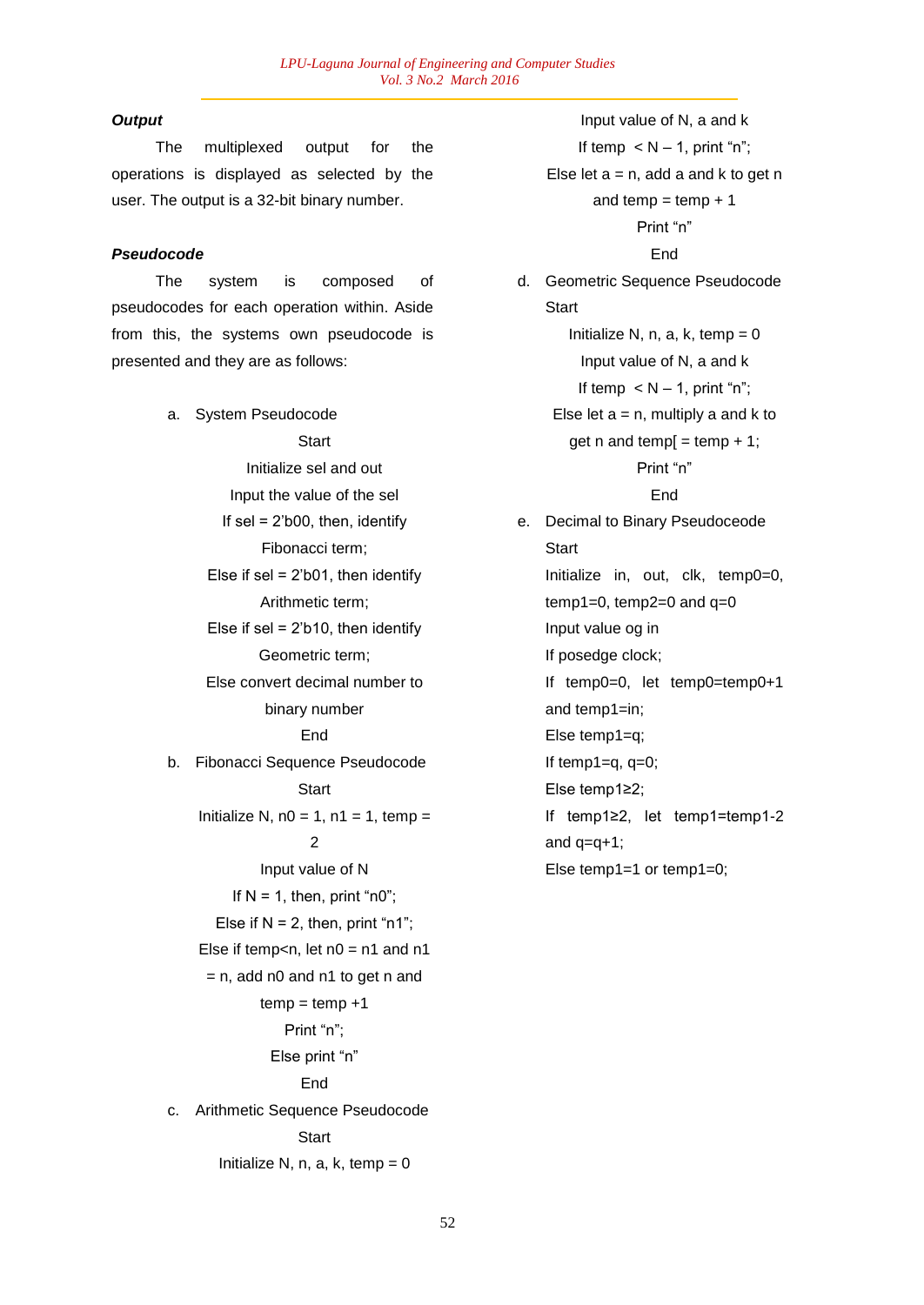***Output***

The multiplexed output for the operations is displayed as selected by the user. The output is a 32-bit binary number.

***Pseudocode***

The system is composed of pseudocodes for each operation within. Aside from this, the systems own pseudocode is presented and they are as follows:

a. System Pseudocode

Start

Initialize sel and out

Input the value of the sel

If sel = 2'b00, then, identify Fibonacci term;

Else if sel = 2'b01, then identify Arithmetic term;

Else if sel = 2'b10, then identify Geometric term;

Else convert decimal number to binary number

End

b. Fibonacci Sequence Pseudocode

Start

Initialize N, n0 = 1, n1 = 1, temp = 2

Input value of N

If N = 1, then, print "n0";

Else if N = 2, then, print "n1";

Else if temp<n, let n0 = n1 and n1 = n, add n0 and n1 to get n and temp = temp +1

Print "n";

Else print "n"

End

c. Arithmetic Sequence Pseudocode

Start

Initialize N, n, a, k, temp = 0

Input value of N, a and k

If temp < N – 1, print "n";

Else let a = n, add a and k to get n and temp = temp + 1

Print "n"

End

d. Geometric Sequence Pseudocode

Start

Initialize N, n, a, k, temp = 0

Input value of N, a and k

If temp < N – 1, print "n";

Else let a = n, multiply a and k to get n and temp[ = temp + 1;

Print "n"

End

e. Decimal to Binary Pseudoceode

Start

Initialize in, out, clk, temp0=0, temp1=0, temp2=0 and q=0

Input value og in

If posedge clock;

If temp0=0, let temp0=temp0+1 and temp1=in;

Else temp1=q;

If temp1=q, q=0;

Else temp1≥2;

If temp1≥2, let temp1=temp1-2 and q=q+1;

Else temp1=1 or temp1=0;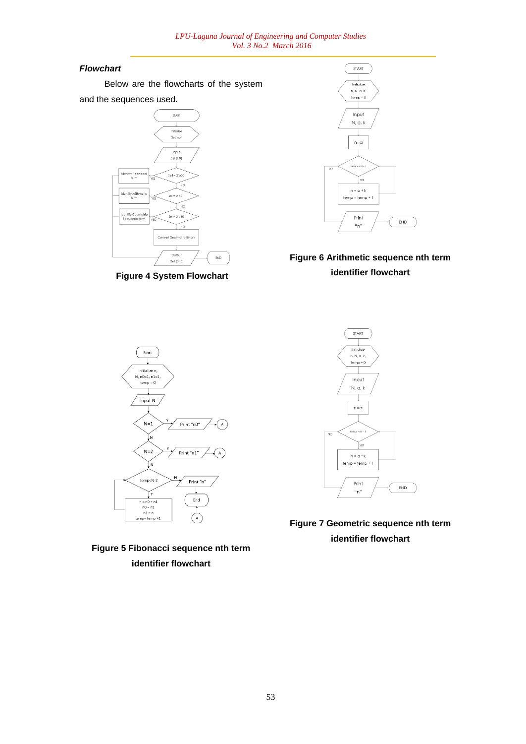### *Flowchart*

Below are the flowcharts of the system and the sequences used.

**Figure 4 System Flowchart**

**Figure 6 Arithmetic sequence nth term identifier flowchart**

**Figure 5 Fibonacci sequence nth term identifier flowchart**

**Figure 7 Geometric sequence nth term identifier flowchart**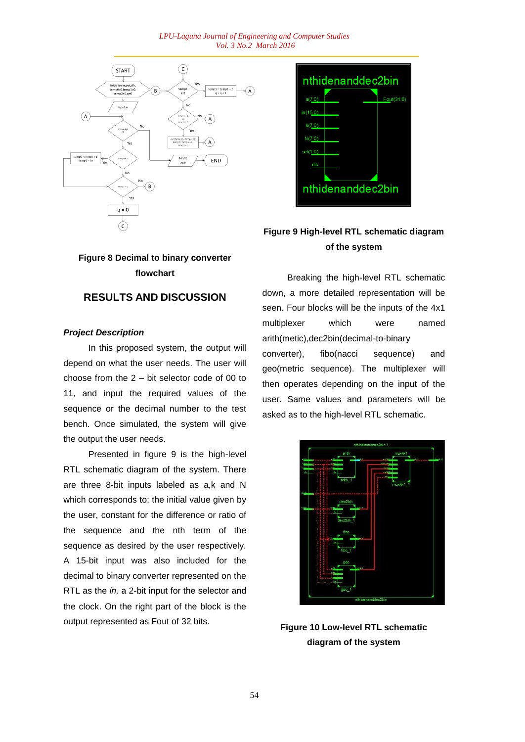**Figure 8 Decimal to binary converter flowchart**

## RESULTS AND DISCUSSION

### *Project Description*

In this proposed system, the output will depend on what the user needs. The user will choose from the 2 – bit selector code of 00 to 11, and input the required values of the sequence or the decimal number to the test bench. Once simulated, the system will give the output the user needs.

Presented in figure 9 is the high-level RTL schematic diagram of the system. There are three 8-bit inputs labeled as a,k and N which corresponds to; the initial value given by the user, constant for the difference or ratio of the sequence and the nth term of the sequence as desired by the user respectively. A 15-bit input was also included for the decimal to binary converter represented on the RTL as the *in,* a 2-bit input for the selector and the clock. On the right part of the block is the output represented as Fout of 32 bits.

**Figure 9 High-level RTL schematic diagram of the system**

Breaking the high-level RTL schematic down, a more detailed representation will be seen. Four blocks will be the inputs of the 4x1 multiplexer which were named arith(metic),dec2bin(decimal-to-binary converter), fibo(nacci sequence) and geo(metric sequence). The multiplexer will then operates depending on the input of the user. Same values and parameters will be asked as to the high-level RTL schematic.

**Figure 10 Low-level RTL schematic diagram of the system**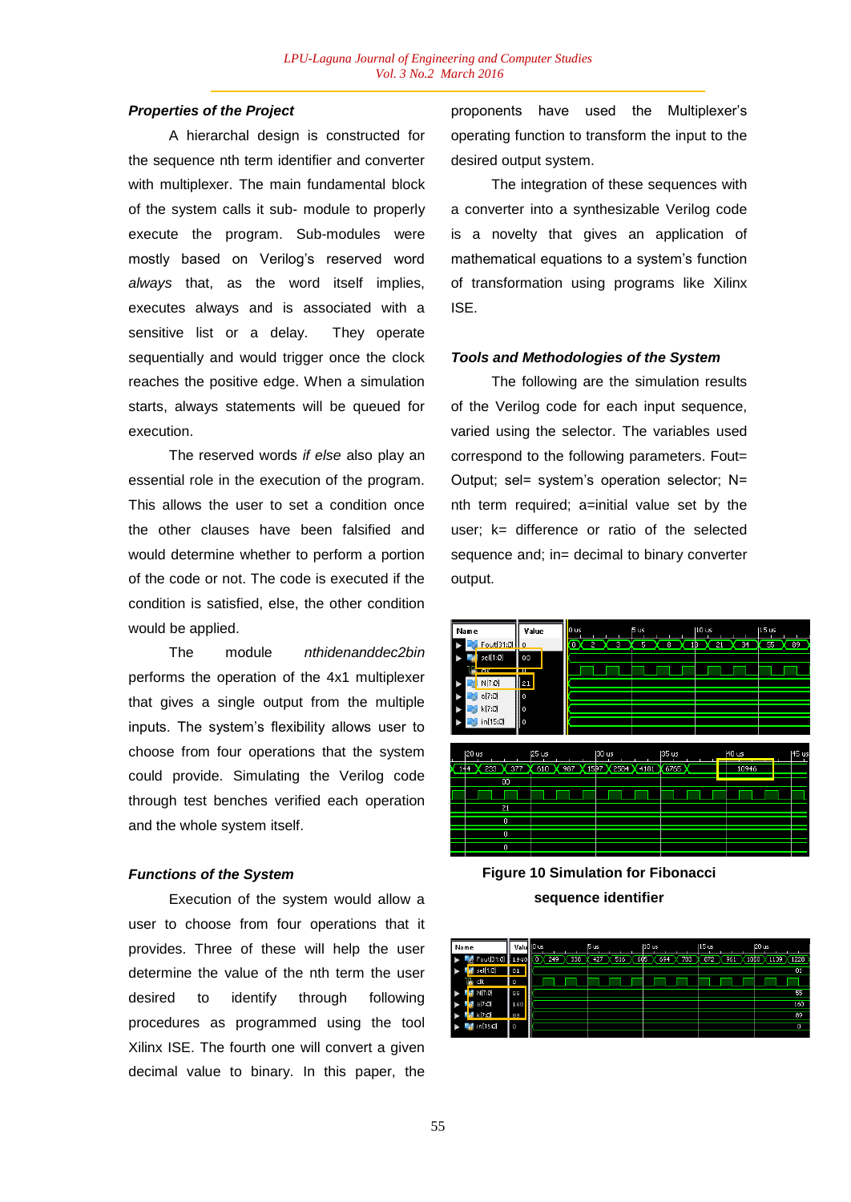### Properties of the Project

A hierarchical design is constructed for the sequence nth term identifier and converter with multiplexer. The main fundamental block of the system calls it sub- module to properly execute the program. Sub-modules were mostly based on Verilog's reserved word *always* that, as the word itself implies, executes always and is associated with a sensitive list or a delay. They operate sequentially and would trigger once the clock reaches the positive edge. When a simulation starts, always statements will be queued for execution.

The reserved words *if else* also play an essential role in the execution of the program. This allows the user to set a condition once the other clauses have been falsified and would determine whether to perform a portion of the code or not. The code is executed if the condition is satisfied, else, the other condition would be applied.

The module *nthidenanddec2bin* performs the operation of the 4x1 multiplexer that gives a single output from the multiple inputs. The system's flexibility allows user to choose from four operations that the system could provide. Simulating the Verilog code through test benches verified each operation and the whole system itself.

### Functions of the System

Execution of the system would allow a user to choose from four operations that it provides. Three of these will help the user determine the value of the nth term the user desired to identify through following procedures as programmed using the tool Xilinx ISE. The fourth one will convert a given decimal value to binary. In this paper, the proponents have used the Multiplexer's operating function to transform the input to the desired output system.

The integration of these sequences with a converter into a synthesizable Verilog code is a novelty that gives an application of mathematical equations to a system's function of transformation using programs like Xilinx ISE.

### Tools and Methodologies of the System

The following are the simulation results of the Verilog code for each input sequence, varied using the selector. The variables used correspond to the following parameters. Fout= Output; sel= system's operation selector; N= nth term required; a=initial value set by the user; k= difference or ratio of the selected sequence and; in= decimal to binary converter output.

**Figure 10 Simulation for Fibonacci sequence identifier**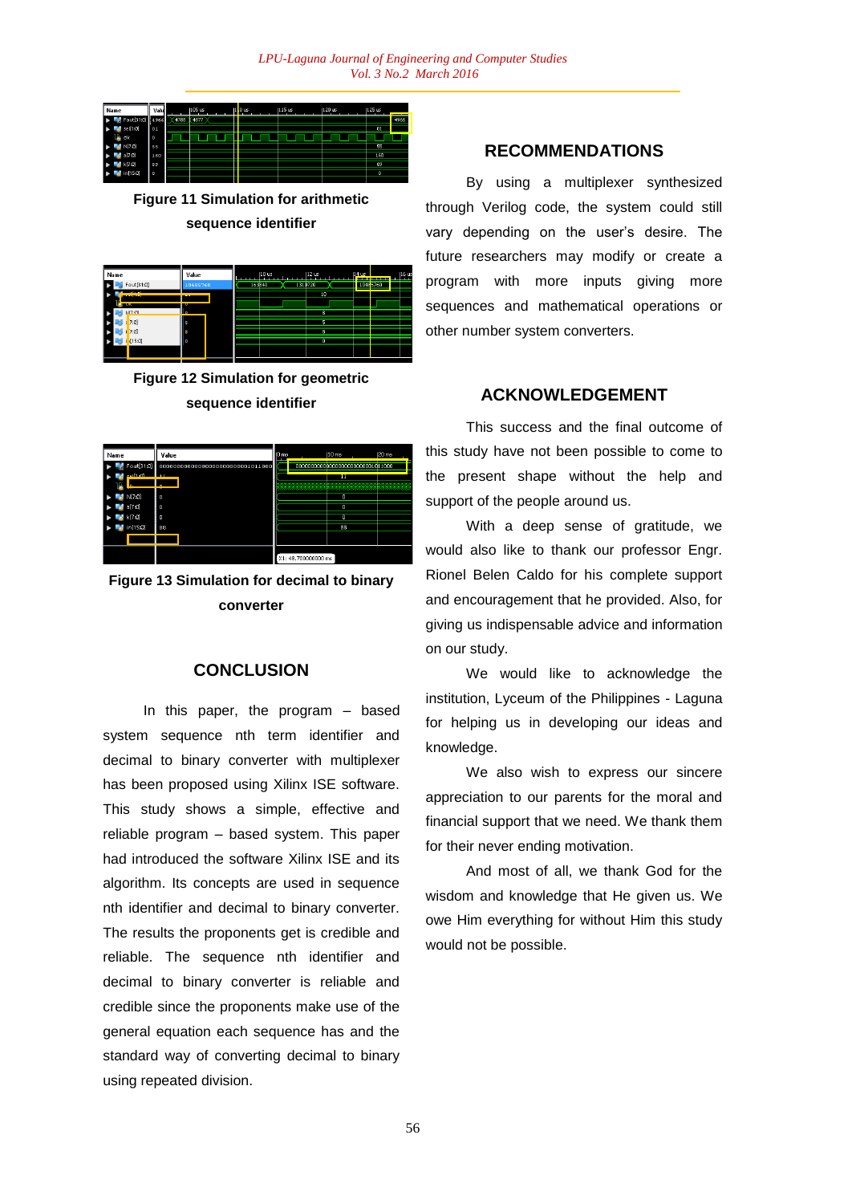**Figure 11 Simulation for arithmetic sequence identifier**

**Figure 12 Simulation for geometric sequence identifier**

**Figure 13 Simulation for decimal to binary converter**

## CONCLUSION

In this paper, the program – based system sequence nth term identifier and decimal to binary converter with multiplexer has been proposed using Xilinx ISE software. This study shows a simple, effective and reliable program – based system. This paper had introduced the software Xilinx ISE and its algorithm. Its concepts are used in sequence nth identifier and decimal to binary converter. The results the proponents get is credible and reliable. The sequence nth identifier and decimal to binary converter is reliable and credible since the proponents make use of the general equation each sequence has and the standard way of converting decimal to binary using repeated division.

## RECOMMENDATIONS

By using a multiplexer synthesized through Verilog code, the system could still vary depending on the user's desire. The future researchers may modify or create a program with more inputs giving more sequences and mathematical operations or other number system converters.

## ACKNOWLEDGEMENT

This success and the final outcome of this study have not been possible to come to the present shape without the help and support of the people around us.

With a deep sense of gratitude, we would also like to thank our professor Engr. Rionel Belen Caldo for his complete support and encouragement that he provided. Also, for giving us indispensable advice and information on our study.

We would like to acknowledge the institution, Lyceum of the Philippines - Laguna for helping us in developing our ideas and knowledge.

We also wish to express our sincere appreciation to our parents for the moral and financial support that we need. We thank them for their never ending motivation.

And most of all, we thank God for the wisdom and knowledge that He given us. We owe Him everything for without Him this study would not be possible.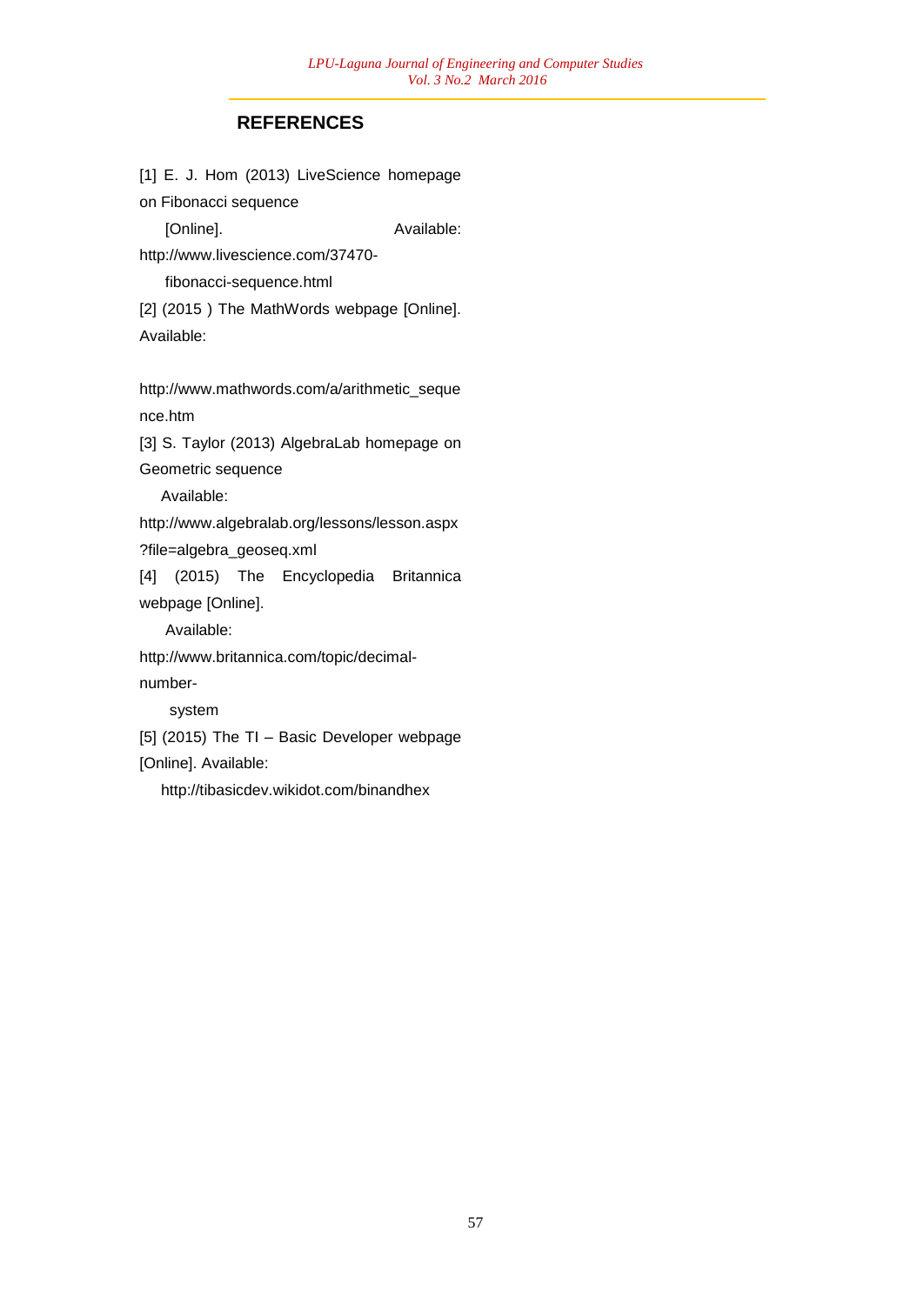## REFERENCES

[1] E. J. Hom (2013) LiveScience homepage on Fibonacci sequence [Online]. Available: http://www.livescience.com/37470-fibonacci-sequence.html

[2] (2015 ) The MathWords webpage [Online]. Available: http://www.mathwords.com/a/arithmetic_sequence.htm

[3] S. Taylor (2013) AlgebraLab homepage on Geometric sequence Available: http://www.algebralab.org/lessons/lesson.aspx?file=algebra_geoseq.xml

[4] (2015) The Encyclopedia Britannica webpage [Online]. Available: http://www.britannica.com/topic/decimal-number-system

[5] (2015) The TI – Basic Developer webpage [Online]. Available: http://tibasicdev.wikidot.com/binandhex